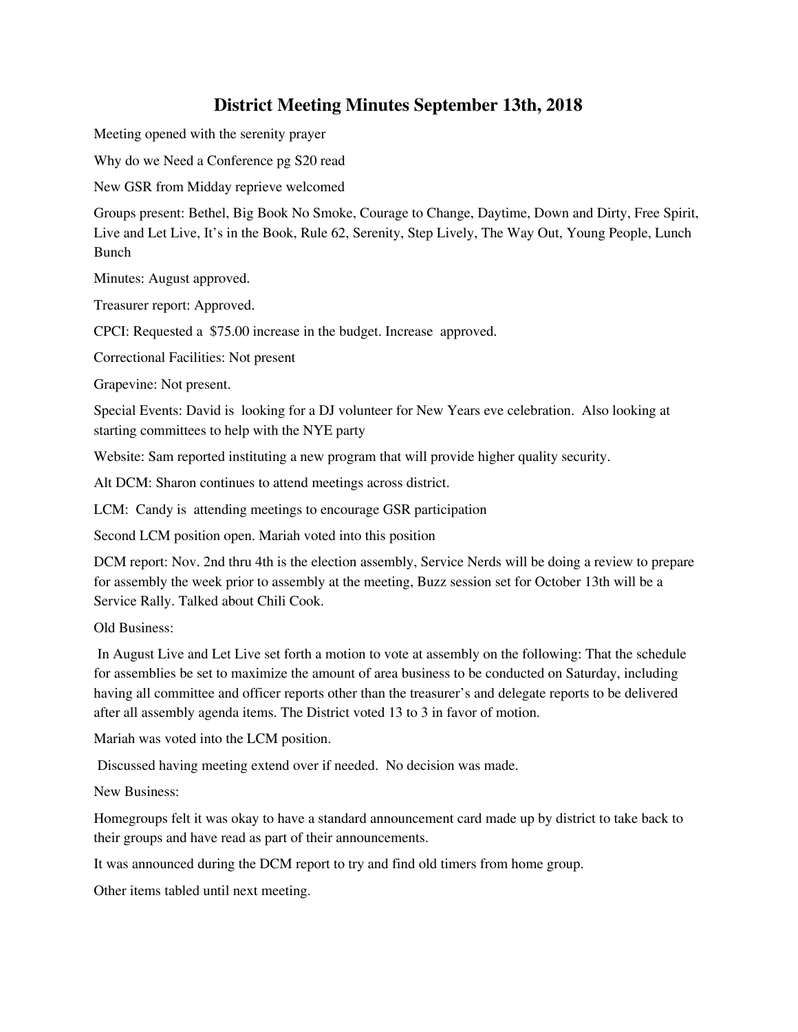# District Meeting Minutes September 13th, 2018

Meeting opened with the serenity prayer

Why do we Need a Conference pg S20 read

New GSR from Midday reprieve welcomed

Groups present: Bethel, Big Book No Smoke, Courage to Change, Daytime, Down and Dirty, Free Spirit, Live and Let Live, It's in the Book, Rule 62, Serenity, Step Lively, The Way Out, Young People, Lunch Bunch

Minutes: August approved.

Treasurer report: Approved.

CPCI: Requested a $75.00 increase in the budget. Increase approved.

Correctional Facilities: Not present

Grapevine: Not present.

Special Events: David is looking for a DJ volunteer for New Years eve celebration. Also looking at starting committees to help with the NYE party

Website: Sam reported instituting a new program that will provide higher quality security.

Alt DCM: Sharon continues to attend meetings across district.

LCM: Candy is attending meetings to encourage GSR participation

Second LCM position open. Mariah voted into this position

DCM report: Nov. 2nd thru 4th is the election assembly, Service Nerds will be doing a review to prepare for assembly the week prior to assembly at the meeting, Buzz session set for October 13th will be a Service Rally. Talked about Chili Cook.

Old Business:

In August Live and Let Live set forth a motion to vote at assembly on the following: That the schedule for assemblies be set to maximize the amount of area business to be conducted on Saturday, including having all committee and officer reports other than the treasurer's and delegate reports to be delivered after all assembly agenda items. The District voted 13 to 3 in favor of motion.

Mariah was voted into the LCM position.

Discussed having meeting extend over if needed. No decision was made.

New Business:

Homegroups felt it was okay to have a standard announcement card made up by district to take back to their groups and have read as part of their announcements.

It was announced during the DCM report to try and find old timers from home group.

Other items tabled until next meeting.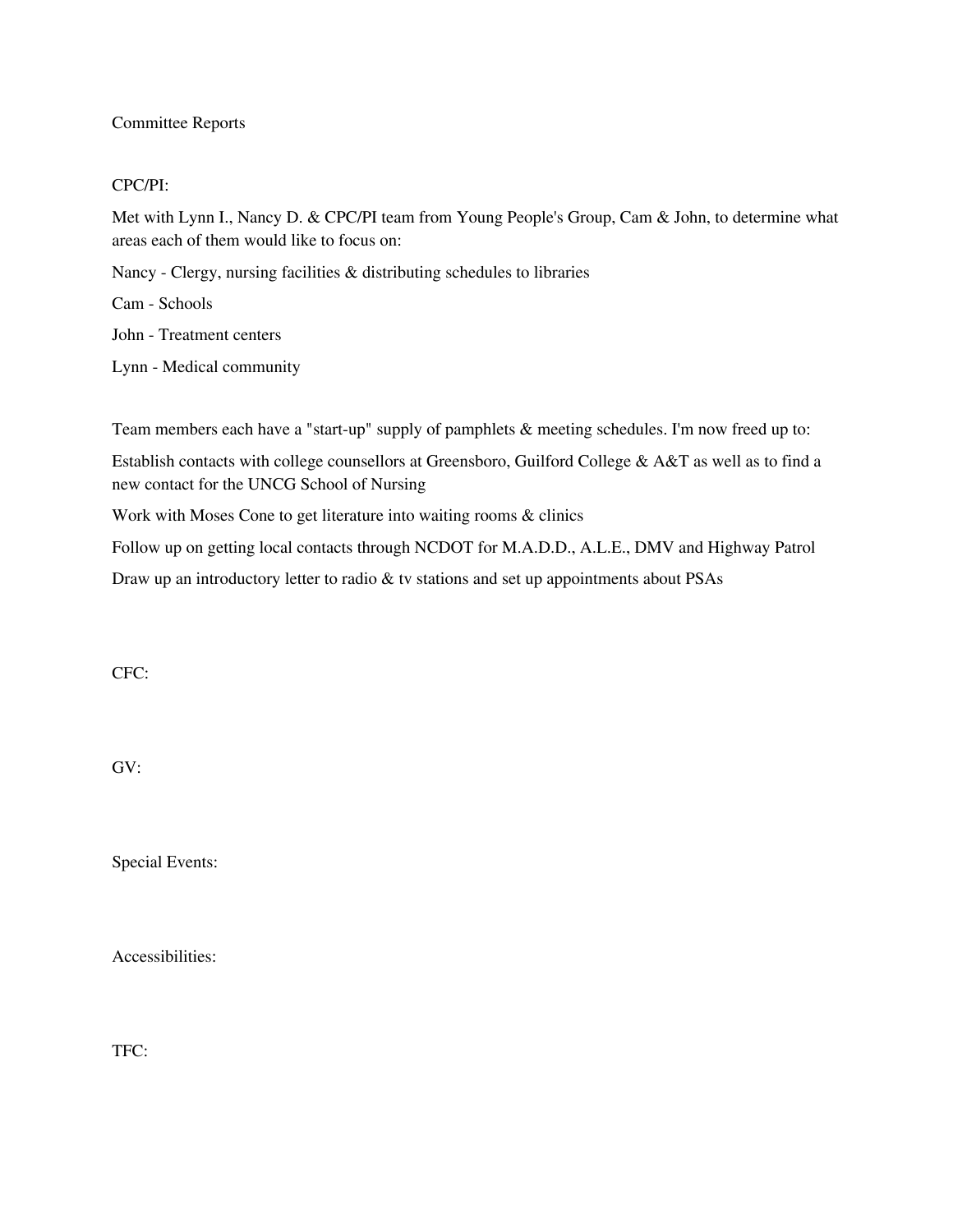# Committee Reports

## CPC/PI:

Met with Lynn I., Nancy D. & CPC/PI team from Young People's Group, Cam & John, to determine what areas each of them would like to focus on:

Nancy - Clergy, nursing facilities & distributing schedules to libraries

Cam - Schools

John - Treatment centers

Lynn - Medical community

Team members each have a "start-up" supply of pamphlets & meeting schedules. I'm now freed up to:

Establish contacts with college counsellors at Greensboro, Guilford College & A&T as well as to find a new contact for the UNCG School of Nursing

Work with Moses Cone to get literature into waiting rooms & clinics

Follow up on getting local contacts through NCDOT for M.A.D.D., A.L.E., DMV and Highway Patrol

Draw up an introductory letter to radio & tv stations and set up appointments about PSAs

## CFC:

## GV:

## Special Events:

## Accessibilities:

## TFC: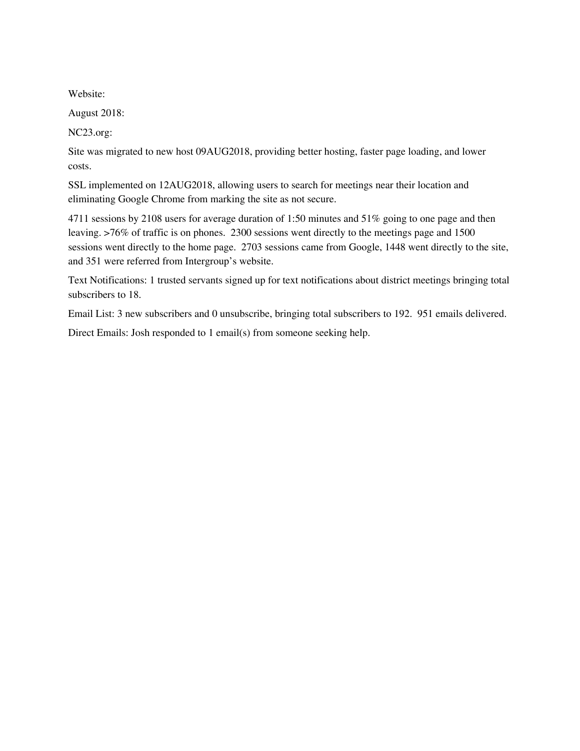Website:

August 2018:

NC23.org:

Site was migrated to new host 09AUG2018, providing better hosting, faster page loading, and lower costs.

SSL implemented on 12AUG2018, allowing users to search for meetings near their location and eliminating Google Chrome from marking the site as not secure.

4711 sessions by 2108 users for average duration of 1:50 minutes and 51% going to one page and then leaving. >76% of traffic is on phones.  2300 sessions went directly to the meetings page and 1500 sessions went directly to the home page.  2703 sessions came from Google, 1448 went directly to the site, and 351 were referred from Intergroup's website.

Text Notifications: 1 trusted servants signed up for text notifications about district meetings bringing total subscribers to 18.

Email List: 3 new subscribers and 0 unsubscribe, bringing total subscribers to 192.  951 emails delivered.

Direct Emails: Josh responded to 1 email(s) from someone seeking help.